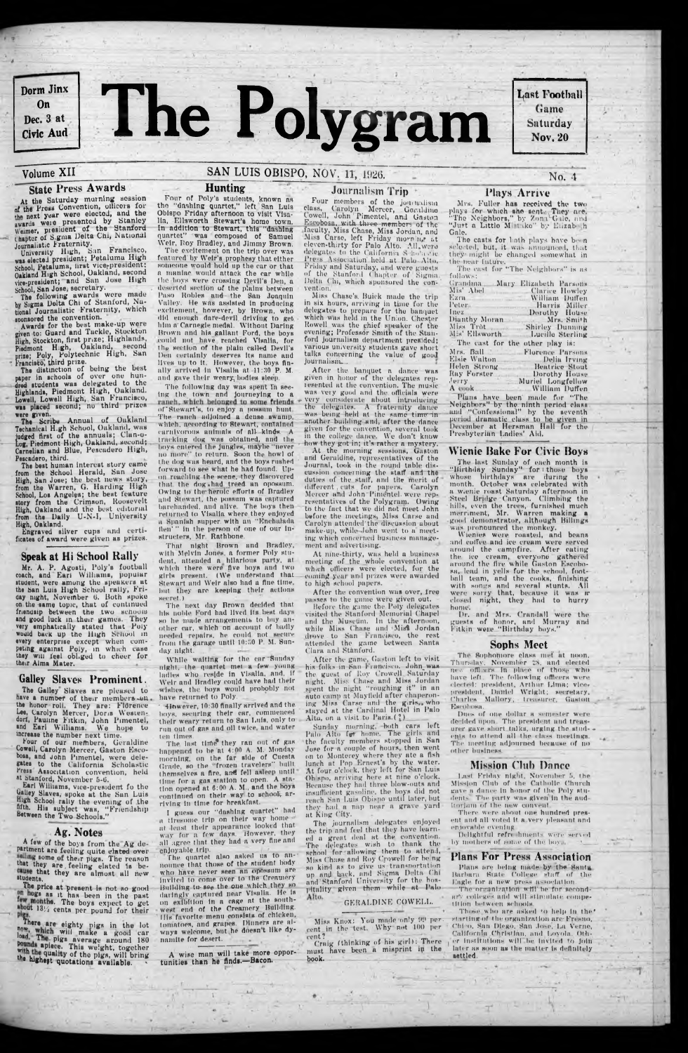Dorm Jinx On Dec. 3 at Civic Aud

# The Polygram

Last Football Game Saturday Nov. 20

Volume XII — SAN LUIS OBISPO, NOV. 11, 1926. — No. 4

## State Press Awards

At the Saturday morning session of the Press Convention, officers for the next year were elected, and the awards were presented by Stanley Weimer, president of the Stanford Chapter of Sigma Delta Chi, National Journalistic Fraternity.

University High, San Francisco, was elected president; Petaluma High School, Petaluma, first vice-president; Oakland High School, Oakland, second vice-president; and San Jose High School, San Jose, secretary.

The following awards were made by Sigma Delta Chi of Stanford, National Journalistic Fraternity, which sponsored the convention.

Awards for the best make-up were given to: Guard and Tackle, Stockton High, Stockton, first prize; Highlands, Piedmont High, Oakland, second prize; Poly, Polytechnic High, San Francisco, third prize.

The distinction of being the best paper in schools of over one hundred students was delegated to the Highlands, Piedmont High, Oakland. Lowell, Lowell High, San Francisco, was placed second; no third prizes were given.

The Scribe Annual of Oakland Technical High School, Oakland, was judged first of the annuals; Clan-o-Log, Piedmont High, Oakland, second; Carnelian and Blue, Pescadero High, Pescadero, third.

The best human interest story came from the School Herald, San Jose High, San Jose; the best news story, from the Warren, G. Harding High School, Los Angeles; the best feature story from the Crimson, Roosevelt High, Oakland and the best editorial from the Daily U-N-I, University High, Oakland.

Engraved silver cups and certificates of award were given as prizes.

## Speak at Hi School Rally

Mr. A. P. Agosti, Poly's football coach, and Earl Williams, popular student, were among the speakers at the San Luis High School rally, Friday night, November 6. Both spoke on the same topic, that of continued friendship between the two schools and good luck in their games. They very emphatically stated that Poly would back up the High School in every enterprise except when competing against Poly, in which case they will feel obliged to cheer for their Alma Mater.

## Galley Slaves Prominent

The Galley Slaves are pleased to have a number of their members on the honor roll. They are: Florence Lee, Carolyn Mercer, Doris Westendorf, Pauline Fitkin, John Pimentel, and Earl Williams. We hope to increase the number next time.

Four of our members, Geraldine Cowell, Carolyn Mercer, Gaston Escobosa, and John Pimentel, were delegates to the California Scholastic Press Association convention, held at Stanford, November 5-6.

Earl Williams, vice-president fo the Galley Slaves, spoke at the San Luis High School rally the evening of the fifth. His subject was, "Friendship Between the Two Schools."

## Ag. Notes

A few of the boys from the Ag department are feeling quite elated over selling some of their pigs. The reason that they are feeling elated is because that they are almost all new students.

The price at present is not so good on hogs as it has been in the past few months. The boys expect to get about 13½ cents per pound for their pigs.

There are eighty pigs in the lot now, which will make a good car load. The pigs average around 180 pounds apiece. This weight, together with the quality of the pigs, will bring the highest quotations available.

## Hunting

Four of Poly's students, known as the "dashing quartet," left San Luis Obispo Friday afternoon to visit Visalia, Ellsworth Stewart's home town. In addition to Stewart, this "dashing quartet" was composed of Samuel Weir, Roy Bradley, and Jimmy Brown.

The excitement on the trip over was featured by Weir's prophesy that either someone would hold up the car or that a maniac would attack the car while the boys were crossing Devil's Den, a deserted section of the plains between Paso Robles and the San Joaquin Valley. He was assisted in producing excitement, however, by Brown, who did enough dare-devil driving to get him a Carnegie medal. Without Daring Brown and his gallant Ford, the boys could not have reached Visalia, for the section of the plain called Devil's Den certainly deserves its name and lives up to it. However, the boys finally arrived in Visalia at 11:30 P. M. and gave their weary bodies sleep.

The following day was spent in seeing the town and journeying to a ranch, which belonged to some friends of Stewart's, to enjoy a possum hunt. The ranch adjoined a dense swamp, which, according to Stewart, contained carnivorous animals of all kinds. A tracking dog was obtained, and the boys entered the jungles, maybe "never no more" to return. Soon the howl of the dog was heard, and the boys rushed forward to see what he had found. Upon reaching the scene, they discovered that the dog had treed an opossum. Owing to the heroic efforts of Bradley and Stewart, the possum was captured barehanded, and alive. The boys then returned to Visalia where they enjoyed a Spanish supper with an "Enchalada Ben" in the person of one of our instructors, Mr. Rathbone.

That night Brown and Bradley, with Melvin Jones, a former Poly student, attended a hilarious party, at which there were five boys and two girls present. (We understand that Stewart and Weir also had a fine time, but they are keeping their actions secret.)

The next day Brown decided that his noble Ford had lived its best days so he made arrangements to buy another car, which on account of badly needed repairs, he could not secure from the garage until 10:30 P. M. Sunday night.

While waiting for the car Sunday night, the quartet met a few young ladies who reside in Visalia, and, if Weir and Bradley could have had their wishes, the boys would probably not have returned to Poly.

However, 10:30 finally arrived and the boys, securing their car, commenced their weary return to San Luis, only to run out of gas and oil twice, and water ten times.

The last time they ran out of gas happened to be at 4:00 A. M. Monday morning, on the far side of Cuesta Grade, so the "frozen travelers" built themselves a fire, and fell asleep until time for a gas station to open. A station opened at 6:00 A. M., and the boys continued on their way to school, arriving in time for breakfast.

I guess our "dashing quartet" had a tiresome trip on their way home—at least their appearance looked that way for a few days. However, they all agree that they had a very fine and enjoyable trip.

The quartet also asked us to announce that those of the student body who have never seen an opossum are invited to come over to the Creamery Building to see the one which they so daringly captured near Visalia. He is on exhibition in a cage at the southwest end of the Creamery Building. His favorite menu consists of chicken, tomatoes, and grapes. Dinners are always welcome, but he doesn't like dynamite for desert.

A wise man will take more opportunities than he finds.—Bacon.

## Journalism Trip

Four members of the journalism class, Carolyn Mercer, Geraldine Cowell, John Pimentel, and Gaston Escobosa, with three members of the faculty, Miss Chase, Miss Jordan, and Miss Carse, left Friday morning at eleven-thirty for Palo Alto. All were delegates to the California Scholastic Press Association held at Palo Alto, Friday and Saturday, and were guests of the Stanford Chapter of Sigma Delta Chi, which sponsored the convention.

Miss Chase's Buick made the trip in six hours, arriving in time for the delegates to prepare for the banquet which was held in the Union. Chester Rowell was the chief speaker of the evening; Professor Smith of the Stanford Journalism department presided; various university students gave short talks concerning the value of good journalism.

After the banquet a dance was given in honor of the delegates represented at the convention. The music was very good and the officials were very considerate about introducing the delegates. A fraternity dance was being held at the same time in another building and, after the dance given for the convention, several took in the college dance. We don't know how they got in; it's rather a mystery.

At the morning sessions, Gaston and Geraldine, representatives of the Journal, took in the round table discussion concerning the staff and the duties of the staff, and the merit of different cuts for papers. Carolyn Mercer and John Pimentel were representatives of the Polygram. Owing to the fact that we did not meet John before the meetings, Miss Carse and Carolyn attended the discussion about make-up, while John went to a meeting which concerned business management and advertising.

At nine-thirty, was held a business meeting of the whole convention at which officers were elected, for the coming year and prizes were awarded to high school papers.

After the convention was over, free passes to the game were given out.

Before the game the Poly delegates visited the Stanford Memorial Chapel and the Museum. In the afternoon, while Miss Chase and Miss Jordan drove to San Francisco, the rest attended the game between Santa Clara and Stanford.

After the game, Gaston left to visit his folks in San Francisco. John was the guest of Roy Crowell Saturday night. Miss Chase and Miss Jordan spent the night "roughing it" in an auto camp at Mayfield after chaperoning Miss Carse and the girls, who stayed at the Cardinal Hotel in Palo Alto, on a visit to Paris. (?)

Sunday morning, both cars left Palo Alto for home. The girls and the faculty members stopped in San Jose for a couple of hours, then went on to Monterey where they ate a fish lunch at Pop Ernest's by the water. At four o'clock, they left for San Luis Obispo, arriving here at nine o'clock. Because they had three blow-outs and insufficient gasoline, the boys did not reach San Luis Obispo until later, but they had a nap near a grave yard at King City.

The journalism delegates enjoyed the trip and feel that they have learned a great deal at the convention. The delegates wish to thank the school for allowing them to attend, Miss Chase and Roy Crowell for being so kind as to give us transportation up and back, and Sigma Delta Chi and Stanford University for the hospitality given them while at Palo Alto.

GERALDINE COWELL.

Miss Knox: You made only 99 per cent in the test. Why not 100 per cent?

Craig (thinking of his girl): There must have been a misprint in the book.

## Plays Arrive

Mrs. Fuller has received the two plays for which she sent. They are, "The Neighbors," by Zona Gale, and "Just a Little Mistake" by Elizabeth Gale.

The casts for both plays have been selected, but, it was announced, that they might be changed somewhat in the near future.

The cast for "The Neighbors" is as follows:

| | |
|---|---|
| Grandma | Mary Elizabeth Parsons |
| Mis' Abel | Clarice Howley |
| Ezra | William Duffen |
| Peter | Harris Miller |
| Inez | Dorothy House |
| Diantha Moran | Mrs. Smith |
| Miss Trot | Shirley Dunning |
| Mis' Ellsworth | Lucille Sterling |

The cast for the other play is:

| | |
|---|---|
| Mrs. Ball | Florence Parsons |
| Elsie Walton | Delia Irving |
| Helen Strong | Beatrice Stout |
| Ray Forster | Dorothy House |
| Jerry | Muriel Longfellow |
| A cook | William Duffen |

Plans have been made for "The Neighbors" by the ninth period class and "Confessional" by the seventh period dramatic class to be given in December at Hersman Hall for the Presbyterian Ladies' Aid.

## Wienie Bake For Civic Boys

The last Sunday of each month is "Birthday Sunday" for those boys whose birthdays are during the month. October was celebrated with a wienie roast Saturday afternoon in Steel Bridge Canyon. Climbing the hills, even the trees, furnished much merriment, Mr. Warren making a good demonstrator, although Billings was pronounced the monkey.

Wienies were roasted, and beans and coffee and ice cream were served around the campfire. After eating the ice cream, everyone gathered around the fire while Gaston Escobosa, lead in yells for the school, football team, and the cooks, finishing with songs and several stunts. All were sorry that, because it was a closed night, they had to hurry home.

Dr. and Mrs. Crandall were the guests of honor, and Murray and Fitkin were "Birthday boys."

## Sophs Meet

The Sophomore class met at noon, Thursday, November 28, and elected new officers in place of those who have left. The following officers were elected: president, Arthur Lima; vice-president, Daniel Wright; secretary, Charles Mallory, treasurer, Gaston Escobosa.

Dues of one dollar a semester were decided upon. The president and treasurer gave short talks, urging the students to attend all the class meetings. The meeting adjourned because of no other business.

## Mission Club Dance

Last Friday night, November 5, the Mission Club of the Catholic Church gave a dance in honor of the Poly students. The party was given in the auditorium of the new convent.

There were about one hundred present and all voted it a very pleasant and enjoyable evening.

Delightful refreshments were served by mothers of some of the boys.

## Plans For Press Association

Plans are being made by the Santa Barbara State College staff of the Eagle for a new press association.

The organization will be for secondary colleges and will stimulate competition between schools.

Those who are asked to help in the starting of the organization are Fresno, Chico, San Diego, San Jose, La Verne, California Christian, and Loyola. Other institutions will be invited to join later as soon as the matter is definitely settled.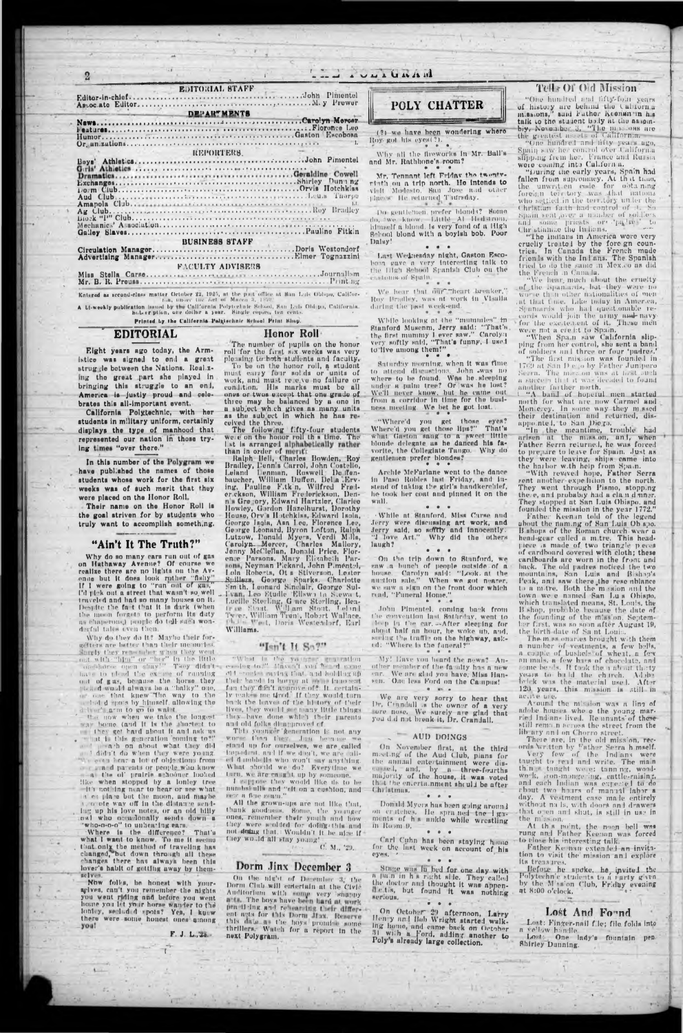## EDITORIAL STAFF

Editor-in-chief .................................... John Pimentel
Associate Editor .................................... Mary Prewer

### DEPARTMENTS

News .................................... Carolyn Mercer
Features .................................... Florence Lee
Humor .................................... Gaston Escobosa
Organizations .................................... 

### REPORTERS

Boys' Athletics .................................... John Pimentel
Girls' Athletics .................................... 
Dramatics .................................... Geraldine Cowell
Exchanges .................................... Shirley Dunning
Dorm Club .................................... Orvis Hotchkiss
Aud Club .................................... Louis Thorpe
Amapola Club .................................... 
Ag Club .................................... Roy Bradley
Block "P" Club .................................... 
Mechanics' Association .................................... 
Galley Slaves .................................... Pauline Fitkin

### BUSINESS STAFF

Circulation Manager .................................... Doris Westendorf
Advertising Manager .................................... Elmer Tognazzini

### FACULTY ADVISERS

Miss Stella Carse .................................... Journalism
Mr. B. R. Preuss .................................... Printing

Entered as second-class matter October 22, 1925, at the post office at San Luis Obispo, California, under the Act of March 3, 1879.

A bi-weekly publication issued by the California Polytechnic School, San Luis Obispo, California. Subscription, one dollar a year. Single copies, ten cents.

Printed by the California Polytechnic School Print Shop.

## EDITORIAL

Eight years ago today, the Armistice was signed to end a great struggle between the Nations. Realizing the great part she played in bringing this struggle to an end, America is justly proud and celebrates this all-important event.

California Polytechnic, with her students in military uniform, certainly displays the type of manhood that represented our nation in those trying times "over there."

In this number of the Polygram we have published the names of those students whose work for the first six weeks was of such merit that they were placed on the Honor Roll.

Their name on the Honor Roll is the goal striven for by students who truly want to accomplish something.

## "Ain't It The Truth?"

Why do so many cars run out of gas on Hathaway Avenue? Of course we realize there are no lights on the Avenue but it does look rather "fishy." If I were going to "run out of gas," I'd pick out a street that wasn't so well traveled and had so many houses on it. Despite the fact that it is dark (when the moon forgets to perform its duty as chaperone) people do tell such wonderful tales even then.

Why do they do it? Maybe their forgetters are better than their memories. Surely they remember when they went out with "him" or "her" in the little "one-horse open shay!" They didn't have to heed the excuse of running out of gas, because the horse they picked would always be a "balky" one, or one that knew the way to the school of gossip by himself, allowing the driver's arm to go to waist.

But now when we take the longest way home (and it is the shortest to us) they get hard about it and ask us what is this generation coming to? ... on about what they did ... didn't do when they were young ... a lot of objections from ... and parents or people who know ... of prairie schooner looked ... when stopped by a lonley tree ... nothing near to hear or see what ... place but the moon, and maybe ... way off in the distance sending up his love notes, or an old hilly owl who occasionally sends down a "who-o-o-o" to unbearing ears.

Where is the difference? That's what I want to know. To me it seems that only the method of travelling has changed, but down through all these changes there has always been this lover's habit of getting away by themselves.

Now folks, be honest with yourselves, can't you remember the nights you went riding and before you went home you let your horse wander to the lonley, secluded spots? Yes, I know there were some honest ones among you!

F. J. L., '28.

## Honor Roll

The number of pupils on the honor roll for the first six weeks was very pleasing to both students and faculty.

To be on the honor roll, a student must carry four solids or units of work, and must receive no failure or condition. His marks must be all ones or twos except that one grade of three may be balanced by a one in a subject which gives as many units as the subject in which he has received the three.

The following fifty-four students were on the honor roll this time. The list is arranged alphabetically rather than in order of merit:

Ralph Bell, Charles Bowden, Roy Bradley, Dennis Carrol, John Costello, Leland Dennan, Roswell Daffenbaucher, William Duffen, Della Erving, Pauline Fitkin, Wilfred Frederickson, William Frederickson, Dennis Gregory, Edward Hartzler, Clarice Howley, Gordon Hazelhurst, Dorothy House, Orvis Hotchkiss, Edward Isola, George Isola, Asa Lee, Florence Lee, George Leonard, Byron Lofton, Ralph Lutzow, Donald Myers, Verdi Mills, Carolyn Mercer, Charles Mallory, Jenny McClellan, Donald Price, Florence Parsons, Mary Elizabeth Parsons, Neyman Pickard, John Pimentel, Lola Roberts, Otis Stilverson, Lester Spillers, George Sparks, Charlotte Smith, Leonard Sinclair, George Sullivan, Leo Studle, Ellswo th Stewart, Lucille Sterling, Grace Sterling, Beatrice Stout, William Stout, Leland Tyree, William Tyree, Robert Wallace, ... West, Doris Westendorf, Earl Williams.

## "Isn't It So?"

"What is the younger generation coming to?" Haven't you heard some old people saying that and holding up their hands in horror at some innocent fun they didn't approve of? It certainly makes me tired. If they would turn back the leaves of the history of their lives, they would see many little things they have done which their parents and old folks disapproved of.

This younger generation is not any worse than they ... because we stand up for ourselves, we are called impudent, and if we don't, we are called dumbbells who won't say anything. What should we do? Everytime we turn, we are caught up by someone.

I suppose they would like us to be numbskulls and "sit on a cushion, and sew a fine seam."

All the grown-ups are not like that, thank goodness. Some, the younger ones, remember their youth and how they were scolded for doing this and not doing that. Wouldn't it be nice if they would all stay young?

C. M., '29.

## Dorm Jinx December 3

On the night of December 3, the Dorm Club will entertain at the Civic Auditorium with some very snappy acts. The boys have been hard at work practising and rehearsing their different acts for this Dorm Jinx. Reserve this date as the boys promise some thrillers. Watch for a report in the next Polygram.

## POLY CHATTER

(?) we have been wondering where Roy got his eyes(?).

Why all the fireworks in Mr. Ball's and Mr. Rathbone's room?

Mr. Tennant left Friday the twenty-ninth on a trip north. He intends to visit Modesto, San Jose and other places. He returned Tuesday.

Do gentlemen prefer blonds? Some do, we know. Little Al Hedstrom, himself a blond, is very fond of a High School blond with a boyish bob. Poor Daisy!

Last Wednesday night, Gaston Escobosa gave a very interesting talk to the High School Spanish Club on the customs of Spain.

We hear that our "heart breaker," Roy Bradley, was at work in Visalia during the past week-end.

While looking at the "mummies" in Stanford Museum, Jerry said: "That's the first mummy I ever saw." Carolyn very softly said, "That's funny, I used to live among them!"

Saturday morning, when it was time to attend discussions, John was no where to be found. Was he sleeping under a palm tree? Or was he lost? We'll never know, but he came out from a corridor in time for the business meeting. We bet he got lost.

"Where'd you get those eyes? Where'd you get those lips?" That's what Gaston sang to a sweet little blonde delegate as he danced his favorite, the Collegiate Tango. Why do gentlemen prefer blondes?

Archie McFarlane went to the dance in Paso Robles last Friday, and instead of taking the girl's handkerchief, he took her coat and pinned it on the wall.

While at Stanford, Miss Carse and Jerry were discussing art work, and Jerry said, so softly and innocently, "I love Art." Why did the others laugh?

On the trip down to Stanford, we saw a bunch of people outside of a house. Carolyn said: "Look at the auction sale." When we got nearer, we saw a sign on the front door which read, "Funeral Home."

John Pimentel, coming back from the convention last Saturday, went to sleep in the car. After sleeping for about half an hour, he woke up, and, seeing the traffic on the highway, asked: "Where is the funeral?"

My! Have you heard the news? Another member of the faculty has a new car. We are glad you have, Miss Hansen. One less Ford on the Campus!

We are very sorry to hear that Dr. Crandall is the owner of a very sore nose. We surely are glad that you did not break it, Dr. Crandall.

### AUD DOINGS

On November first, at the third meeting of the Aud Club, plans for the annual entertainment were discussed, and, by a three-fourths majority of the house, it was voted that the entertainment should be after Christmas.

Donald Myers has been going around on crutches. He sprained the ligaments of his ankle while wrestling in Room 9.

Carl Cuhn has been staying home for the last week on account of his eyes.

Stage was in bed for one day with a pain in his right side. They called the doctor and thought it was appendicitis, but found it was nothing serious.

On October 29 afternoon, Larry Henry and Bob Wright started walking home, and came back on October 31 with a Ford, adding another to Poly's already large collection.

## Tells Of Old Mission

"One hundred and fifty-four years of history are behind the California missions," said Father Keenan in his talk to the student body at the assembly, November 3. "The missions are the greatest assets of California.

"One hundred and fifty years ago, Spain saw her control over California slipping from her. France and Russia were coming into California.

"During the early years, Spain had fallen from supremacy. At that time, the unwritten code for obtaining foreign territory was that nations who settled in the territory under the Christian faith had control of it. So Spain sent over a number of soldiers and some priests or 'padres' to Christianize the Indians.

"The Indians in America were very cruelly treated by the foreign countries. In Canada the French made friends with the Indians. The Spanish tried to do the same in Mexico as did the French in Canada.

"We hear much about the cruelty of the Spaniards, but they were no worse than other nationalities of men at that time. Like today in America, Spaniards who had questionable records would join the army and navy for the excitement of it. These men were not a credit to Spain.

"When Spain saw California slipping from her control, she sent a band of soldiers and three or four 'padres.'

"The first mission was founded in 1769 at San Diego by Father Junipero Serra. The mission was at first such a success that it was decided to found another farther north.

"A band of hopeful men started north for what are now Carmel and Monterey. In some way they missed their destination and returned, disappointed, to San Diego.

"In the meantime, trouble had arisen at the mission, and, when Father Serra returned, he was forced to prepare to leave for Spain. Just as they were leaving, ships came into the harbor with help from Spain.

"With revived hope, Father Serra sent another expedition to the north. They went through Pismo, stopping there, and probably had a clam dinner. They stopped at San Luis Obispo, and founded the mission in the year 1772."

Father Keenan told of the legend about the naming of San Luis Obispo. Bishops of the Roman church wear a head-gear called a mitre. This head-piece is made of two triangle pieces of cardboard covered with cloth; these cardboards are worn in the front and back. The old padres noticed the two mountains, San Luis and Bishop's Peak, and saw there the resemblance to a mitre. Both the mission and the town were named San Luis Obispo, which translated means, St. Louis, the Bishop, probably because the date of the founding of the mission, or rather her first, was so soon after August 19, the birth-date of Saint Louis.

The missionaries brought with them a number of vestments, a few bells, a couple of bushels of wheat, a few mules, a few bars of chocolate, and some beads. It took them about thirty years to build the church. Adobe brick was the material used. After 120 years, this mission is still in active use.

Around the mission was a line of adobe houses where the young married Indians lived. Remnants of these still remain across the street from the library and on Chorro street.

There are, in the old mission, records written by Father Serra himself. Very few of the Indians were taught to read and write. The main things taught were: tanning, woodwork, iron-mongering, cattle-raising, and each Indian was expected to do about two hours of manual labor a day. A vestment case made entirely without nails, with doors and drawers that open and shut, is still in use in the mission.

At this point, the noon bell was rung and Father Keenan was forced to close his interesting talk.

Father Keenan extended an invitation to visit the mission and explore its treasures.

Before he spoke, he invited the Polytechnic students to a party given by the Mission Club, Friday evening at 8:00 o'clock.

## Lost And Found

Lost: Finger-nail file; file folds into a yellow handle.

Lost: One lady's fountain pen. Shirley Dunning.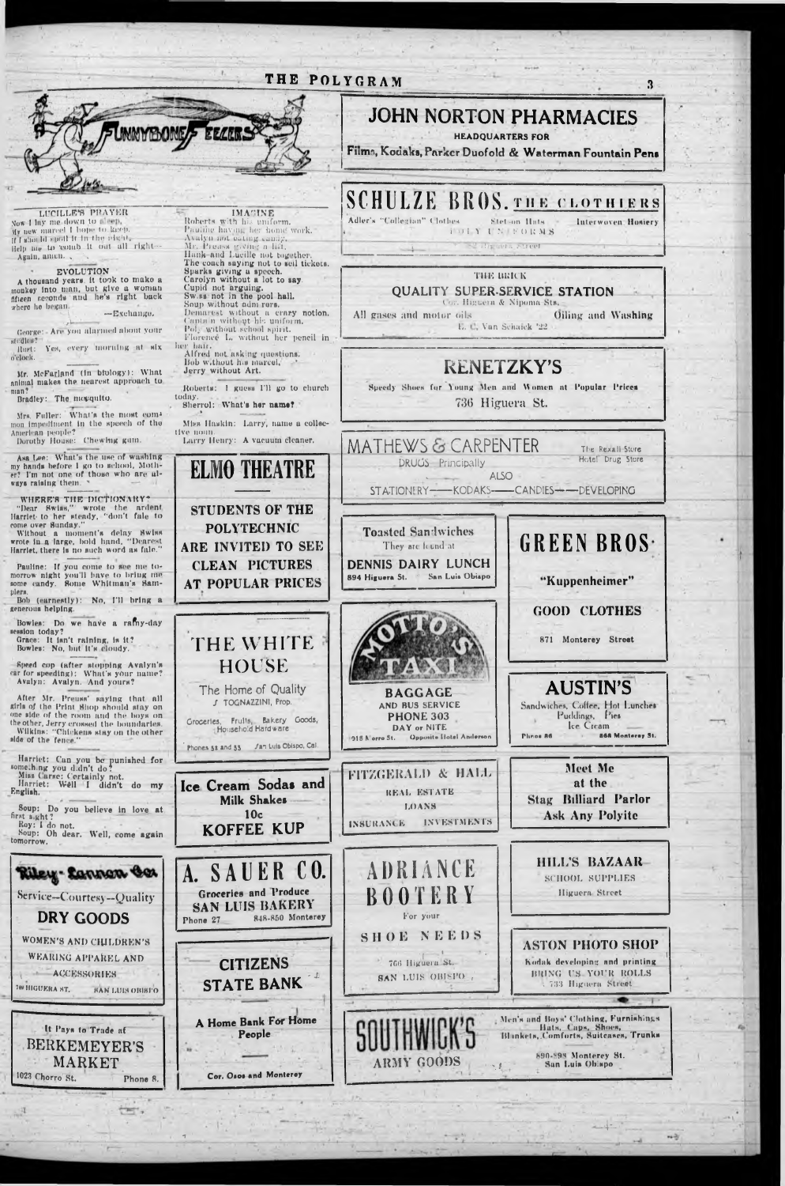# FUNNYBONE FEELERS

### LUCILLE'S PRAYER

Now I lay me down to sleep,
My new marcel I hope to keep,
If I should spoil it in the night,
Help me to comb it out all right—
Again, amen.

### EVOLUTION

A thousand years it took to make a monkey into man, but give a woman fifteen seconds and he's right back where he began.

—Exchange.

George: Are you alarmed about your studies?

Burt: Yes, every morning at six o'clock.

Mr. McFarland (in biology): What animal makes the nearest approach to man?

Bradley: The mosquito.

Mrs. Fuller: What's the most common impediment in the speech of the American people?

Dorothy House: Chewing gum.

Asa Lee: What's the use of washing my hands before I go to school, Mother? I'm not one of those who are always raising them.

### WHERE'S THE DICTIONARY?

"Dear Swiss," wrote the ardent Harriet to her steady, "don't fail to come over Sunday."

Without a moment's delay Swiss wrote in a large, bold hand, "Dearest Harriet, there is no such word as fale."

Pauline: If you come to see me tomorrow night you'll have to bring me some candy. Some Whitman's Samplers.

Bob (earnestly): No, I'll bring a generous helping.

Bowles: Do we have a rainy-day session today?

Grace: It isn't raining, is it?

Bowles: No, but it's cloudy.

Speed cop (after stopping Avalyn's car for speeding): What's your name?

Avalyn: Avalyn. And yours?

After Mr. Preuss' saying that all girls of the Print Shop should stay on one side of the room and the boys on the other, Jerry crossed the boundaries. Wilkins: "Chickens stay on the other side of the fence."

Harriet: Can you be punished for something you didn't do?

Miss Carse: Certainly not.

Harriet: Well I didn't do my English.

Soup: Do you believe in love at first sight?

Roy: I do not.

Soup: Oh dear. Well, come again tomorrow.

### IMAGINE

Roberts with his uniform.
Pauline having her home work.
Avalyn not eating candy.
Mr. Preuss giving a list.
Hank and Lucille not together.
The coach saying not to sell tickets.
Sparks giving a speech.
Carolyn without a lot to say.
Cupid not arguing.
Swiss not in the pool hall.
Soup without admirers.
Demarest without a crazy notion.
Cannon without his uniform.
Poly without school spirit.
Florence L. without her pencil in her hair.
Alfred not asking questions.
Bob without his marcel.
Jerry without Art.

Roberts: I guess I'll go to church today.

Sherrol: What's her name?

Miss Haskin: Larry, name a collective noun.

Larry Henry: A vacuum cleaner.

---

**JOHN NORTON PHARMACIES**
HEADQUARTERS FOR
Films, Kodaks, Parker Duofold & Waterman Fountain Pens

---

**SCHULZE BROS.** THE CLOTHIERS
Adler's "Collegian" Clothes — Stetson Hats — Interwoven Hosiery
POLY UNIFORMS
... Higuera Street

---

THE BRICK
**QUALITY SUPER-SERVICE STATION**
Cor. Higuera & Nipomo Sts.
All gases and motor oils — Oiling and Washing
E. C. Van Schaick '22

---

**RENETZKY'S**
Speedy Shoes for Young Men and Women at Popular Prices
736 Higuera St.

---

**MATHEWS & CARPENTER**
DRUGS Principally — ALSO
The Rexall Store — Hotel Drug Store
STATIONERY—KODAKS—CANDIES—DEVELOPING

---

**ELMO THEATRE**
STUDENTS OF THE POLYTECHNIC ARE INVITED TO SEE CLEAN PICTURES AT POPULAR PRICES

---

Toasted Sandwiches
They are found at
**DENNIS DAIRY LUNCH**
894 Higuera St. — San Luis Obispo

---

**GREEN BROS.**
"Kuppenheimer"
GOOD CLOTHES
871 Monterey Street

---

**THE WHITE HOUSE**
The Home of Quality
J. TOGNAZZINI, Prop.
Groceries, Fruits, Bakery Goods, Household Hardware
Phones 53 and 55 — San Luis Obispo, Cal.

---

**OTTO'S TAXI**
BAGGAGE AND BUS SERVICE
PHONE 303
DAY or NITE
918 Morro St. — Opposite Hotel Anderson

---

**AUSTIN'S**
Sandwiches, Coffee, Hot Lunches
Puddings, Pies
Ice Cream
Phone 86 — 868 Monterey St.

---

**Ice Cream Sodas and Milk Shakes**
10c
**KOFFEE KUP**

---

**FITZGERALD & HALL**
REAL ESTATE
LOANS
INSURANCE — INVESTMENTS

---

Meet Me at the
**Stag Billiard Parlor**
Ask Any Polyite

---

**Riley-Crossan Co.**
Service—Courtesy—Quality
**DRY GOODS**
WOMEN'S AND CHILDREN'S WEARING APPAREL AND ACCESSORIES
740 HIGUERA ST. — SAN LUIS OBISPO

---

**A. SAUER CO.**
Groceries and Produce
SAN LUIS BAKERY
Phone 27 — 848-850 Monterey

---

**ADRIANCE BOOTERY**
For your
SHOE NEEDS
766 Higuera St.
SAN LUIS OBISPO

---

**HILL'S BAZAAR**
SCHOOL SUPPLIES
Higuera Street

---

**ASTON PHOTO SHOP**
Kodak developing and printing
BRING US YOUR ROLLS
733 Higuera Street

---

**CITIZENS STATE BANK**
A Home Bank For Home People
Cor. Osos and Monterey

---

It Pays to Trade at
**BERKEMEYER'S MARKET**
1023 Chorro St. — Phone 8.

---

**SOUTHWICK'S**
ARMY GOODS
Men's and Boys' Clothing, Furnishings, Hats, Caps, Shoes, Blankets, Comforts, Suitcases, Trunks
890-898 Monterey St.
San Luis Obispo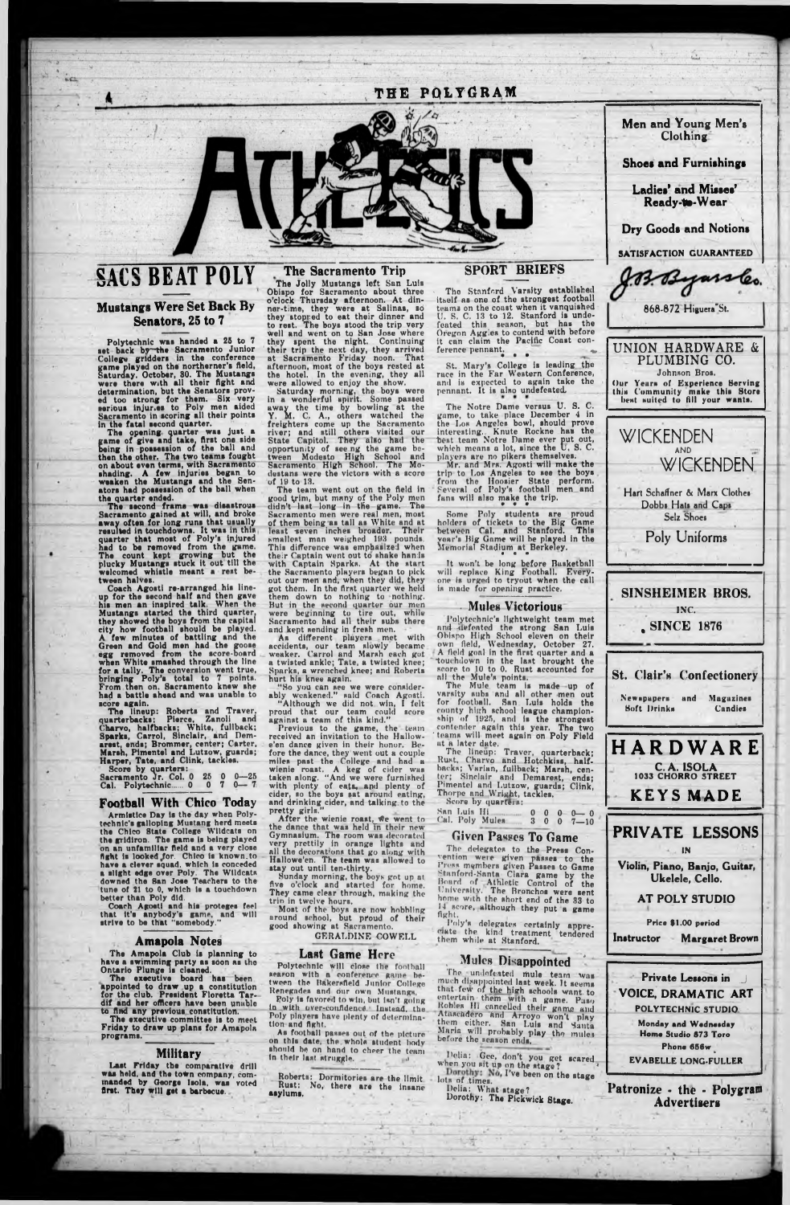# ATHLETICS

## SACS BEAT POLY

### Mustangs Were Set Back By Senators, 25 to 7

Polytechnic was handed a 25 to 7 set back by the Sacramento Junior College gridders in the conference game played on the northerner's field, Saturday, October 30. The Mustangs were there with all their fight and determination, but the Senators proved too strong for them. Six very serious injuries to Poly men aided Sacramento in scoring all their points in the fatal second quarter.

The opening quarter was just a game of give and take, first one side being in possession of the ball and then the other. The two teams fought on about even terms, with Sacramento shading. A few injuries began to weaken the Mustangs and the Senators had possession of the ball when the quarter ended.

The second frame was disastrous. Sacramento gained at will, and broke away often for long runs that usually resulted in touchdowns. It was in this quarter that most of Poly's injured had to be removed from the game. The count kept growing but the plucky Mustangs stuck it out till the welcomed whistle meant a rest between halves.

Coach Agosti re-arranged his lineup for the second half and then gave his men an inspired talk. When the Mustangs started the third quarter, they showed the boys from the capital city how football should be played. A few minutes of battling and the Green and Gold men had the goose egg removed from the score-board when White smashed through the line for a tally. The conversion went true, bringing Poly's total to 7 points. From then on, Sacramento knew she had a battle ahead and was unable to score again.

The lineup: Roberts and Traver, quarterbacks; Pierce, Zanoli and Charvo, halfbacks; White, fullback; Sparks, Carrol, Sinclair, and Demarest, ends; Brommer, center; Carter, Marsh, Pimentel and Lutzow, guards; Harper, Tate, and Clink, tackles.

Score by quarters:

| | | | | | |
|---|---|---|---|---|---|
| Sacramento Jr. Col. | 0 | 25 | 0 | 0 | —25 |
| Cal. Polytechnic | 0 | 0 | 7 | 0 | — 7 |

## Football With Chico Today

Armistice Day is the day when Polytechnic's galloping Mustang herd meets the Chico State College Wildcats on the gridiron. The game is being played on an unfamiliar field and a very close fight is looked for. Chico is known to have a clever squad, which is conceded a slight edge over Poly. The Wildcats downed the San Jose Teachers to the tune of 21 to 0, which is a touchdown better than Poly did.

Coach Agosti and his proteges feel that it's anybody's game, and will strive to be that "somebody."

## Amapola Notes

The Amapola Club is planning to have a swimming party as soon as the Ontario Plunge is cleaned.

The executive board has been appointed to draw up a constitution for the club. President Floretta Tardif and her officers have been unable to find any previous constitution.

The executive committee is to meet Friday to draw up plans for Amapola programs.

## Military

Last Friday the comparative drill was held, and the town company, commanded by George Isola, was voted first. They will get a barbecue.

## The Sacramento Trip

The Jolly Mustangs left San Luis Obispo for Sacramento about three o'clock Thursday afternoon. At dinner-time, they were at Salinas, so they stopped to eat their dinner and to rest. The boys stood the trip very well and went on to San Jose where they spent the night. Continuing their trip the next day, they arrived at Sacramento Friday noon. That afternoon, most of the boys rested at the hotel. In the evening, they all were allowed to enjoy the show.

Saturday morning, the boys were in a wonderful spirit. Some passed away the time by bowling at the Y. M. C. A., others watched the freighters come up the Sacramento river; and still others visited our State Capitol. They also had the opportunity of seeing the game between Modesto High School and Sacramento High School. The Modestans were the victors with a score of 19 to 13.

The team went out on the field in good trim, but many of the Poly men didn't last long in the game. The Sacramento men were real men, most of them being as tall as White and at least seven inches broader. Their smallest man weighed 193 pounds. This difference was emphasized when their Captain went out to shake hands with Captain Sparks. At the start the Sacramento players began to pick out our men and, when they did, they got them. In the first quarter we held them down to nothing. But in the second quarter our men were beginning to tire out, while Sacramento had all their subs there and kept sending in fresh men.

As different players met with accidents, our team slowly became weaker. Carrol and Marsh each got a twisted ankle; Tate, a twisted knee; Sparks, a wrenched knee; and Roberts hurt his knee again.

"So you can see we were considerably weakened," said Coach Agosti. "Although we did not win, I felt proud that our team could score against a team of this kind."

Previous to the game, the team received an invitation to the Hallowe'en dance given in their honor. Before the dance, they went out a couple miles past the College and had a wienie roast. A keg of cider was taken along. "And we were furnished with plenty of eats, and plenty of cider, so the boys sat around eating, and drinking cider, and talking to the pretty girls."

After the wienie roast, we went to the dance that was held in their new Gymnasium. The room was decorated very prettily in orange lights and all the decorations that go along with Hallowe'en. The team was allowed to stay out until ten-thirty.

Sunday morning, the boys got up at five o'clock and started for home. They came clear through, making the trip in twelve hours.

Most of the boys are now hobbling around school, but proud of their good showing at Sacramento.

GERALDINE COWELL

## Last Game Here

Polytechnic will close the football season with a conference game between the Bakersfield Junior College Renegades and our own Mustangs.

Poly is favored to win, but isn't going in with over-confidence. Instead, the Poly players have plenty of determination and fight.

As football passes out of the picture on this date, the whole student body should be on hand to cheer the team in their last struggle.

Roberts: Dormitories are the limit.
Rust: No, there are the insane asylums.

## SPORT BRIEFS

The Stanford Varsity established itself as one of the strongest football teams on the coast when it vanquished U. S. C. 13 to 12. Stanford is undefeated this season, but has the Oregon Aggies to contend with before it can claim the Pacific Coast conference pennant.

\* \* \*

St. Mary's College is leading the race in the Far Western Conference, and is expected to again take the pennant. It is also undefeated.

\* \* \*

The Notre Dame versus U. S. C. game, to take place December 4 in the Los Angeles bowl, should prove interesting. Knute Rockne has the best team Notre Dame ever put out, which means a lot, since the U. S. C. players are no pikers themselves.

Mr. and Mrs. Agosti will make the trip to Los Angeles to see the boys from the Hoosier State perform. Several of Poly's football men and fans will also make the trip.

\* \* \*

Some Poly students are proud holders of tickets to the Big Game between Cal. and Stanford. This year's Big Game will be played in the Memorial Stadium at Berkeley.

\* \* \*

It won't be long before Basketball will replace King Football. Everyone is urged to tryout when the call is made for opening practice.

## Mules Victorious

Polytechnic's lightweight team met and defeated the strong San Luis Obispo High School eleven on their own field, Wednesday, October 27. A field goal in the first quarter and a touchdown in the last brought the score to 10 to 0. Rust accounted for all the Mule's points.

The Mule team is made up of varsity subs and all other men out for football. San Luis holds the county high school league championship of 1925, and is the strongest contender again this year. The two teams will meet again on Poly Field at a later date.

The lineup: Traver, quarterback; Rust, Charvo and Hotchkiss, halfbacks; Varian, fullback; Marsh, center; Sinclair and Demarest, ends; Pimentel and Lutzow, guards; Clink, Thorpe and Wright, tackles.

Score by quarters:

| | | | | | |
|---|---|---|---|---|---|
| San Luis Hi | 0 | 0 | 0 | 0 | — 0 |
| Cal. Poly Mules | 3 | 0 | 0 | 7 | —10 |

## Given Passes To Game

The delegates to the Press Convention were given passes to the Press members given Passes to Game Stanford-Santa Clara game by the Board of Athletic Control of the University. The Bronchos were sent home with the short end of the 33 to 14 score, although they put a game fight.

Poly's delegates certainly appreciate the kind treatment tendered them while at Stanford.

## Mules Disappointed

The undefeated mule team was much disappointed last week. It seems that few of the high schools want to entertain them with a game. Paso Robles Hi cancelled their game and Atascadero and Arroyo won't play them either. San Luis and Santa Maria will probably play the mules before the season ends.

Delia: Gee, don't you get scared when you sit up on the stage?
Dorothy: No, I've been on the stage lots of times.
Delia: What stage?
Dorothy: The Pickwick Stage.

---

Men and Young Men's Clothing

Shoes and Furnishings

Ladies' and Misses' Ready-to-Wear

Dry Goods and Notions

SATISFACTION GUARANTEED

J. B. Byars Co.

868-872 Higuera St.

---

UNION HARDWARE & PLUMBING CO.

Johnson Bros.

Our Years of Experience Serving this Community make this Store best suited to fill your wants.

---

WICKENDEN AND WICKENDEN

Hart Schaffner & Marx Clothes
Dobbs Hats and Caps
Selz Shoes

Poly Uniforms

---

SINSHEIMER BROS.
INC.
SINCE 1876

---

St. Clair's Confectionery

Newspapers and Magazines
Soft Drinks Candies

---

HARDWARE

C. A. ISOLA
1033 CHORRO STREET

KEYS MADE

---

PRIVATE LESSONS
IN
Violin, Piano, Banjo, Guitar, Ukelele, Cello.

AT POLY STUDIO

Price $1.00 period

Instructor Margaret Brown

---

Private Lessons in
VOICE, DRAMATIC ART
POLYTECHNIC STUDIO

Monday and Wednesday
Home Studio 873 Toro
Phone 656w
EVABELLE LONG-FULLER

---

Patronize - the - Polygram Advertisers